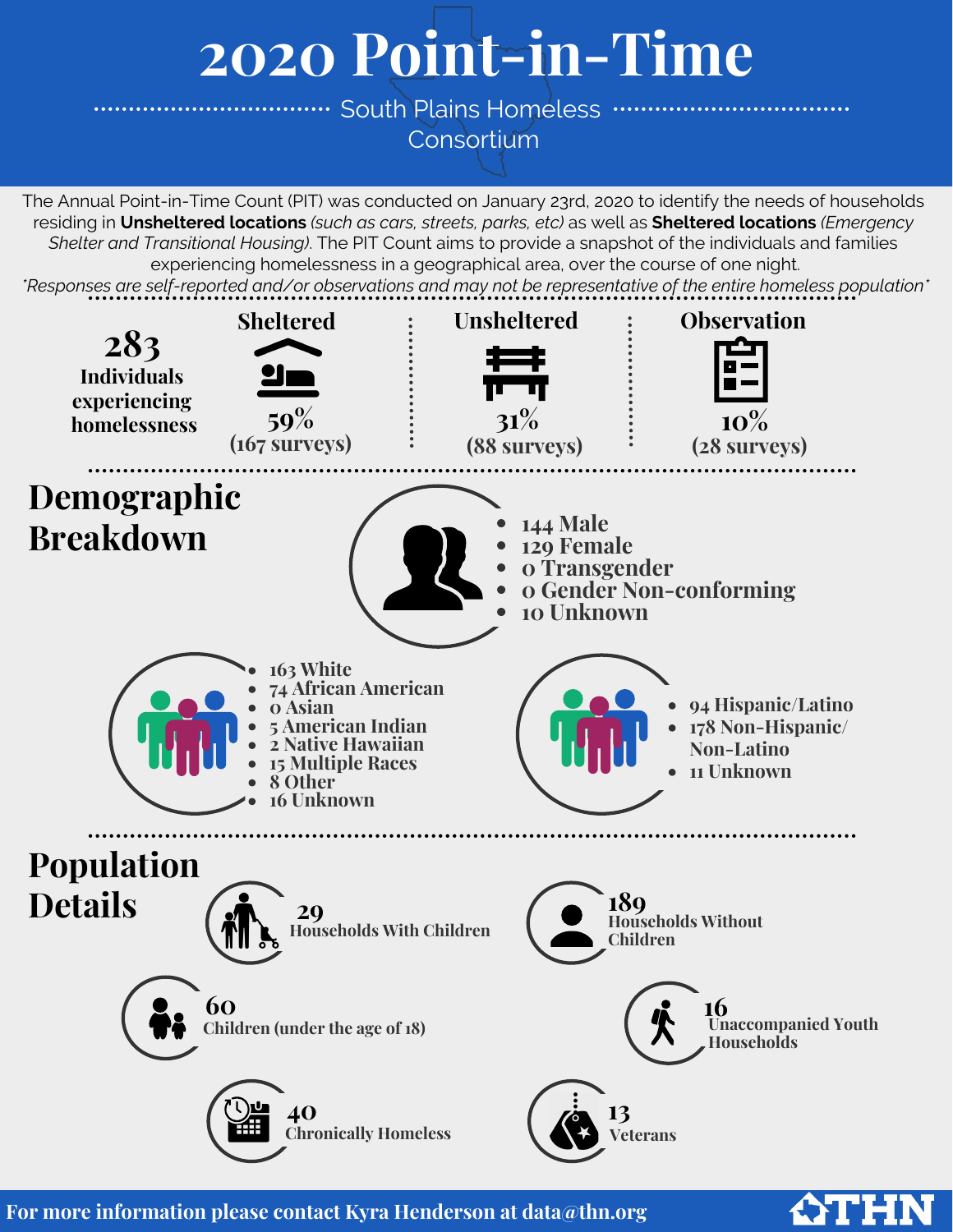# 2020 Point-in-Time

South Plains Homeless Consortium

The Annual Point-in-Time Count (PIT) was conducted on January 23rd, 2020 to identify the needs of households residing in **Unsheltered locations** *(such as cars, streets, parks, etc)* as well as **Sheltered locations** *(Emergency Shelter and Transitional Housing)*. The PIT Count aims to provide a snapshot of the individuals and families experiencing homelessness in a geographical area, over the course of one night.

*\*Responses are self-reported and/or observations and may not be representative of the entire homeless population\**

**283** Individuals experiencing homelessness

| Sheltered | Unsheltered | Observation |
|---|---|---|
| 59% (167 surveys) | 31% (88 surveys) | 10% (28 surveys) |

## Demographic Breakdown

- 144 Male
- 129 Female
- 0 Transgender
- 0 Gender Non-conforming
- 10 Unknown

- 163 White
- 74 African American
- 0 Asian
- 5 American Indian
- 2 Native Hawaiian
- 15 Multiple Races
- 8 Other
- 16 Unknown

- 94 Hispanic/Latino
- 178 Non-Hispanic/ Non-Latino
- 11 Unknown

## Population Details

- **29** Households With Children
- **189** Households Without Children
- **60** Children (under the age of 18)
- **16** Unaccompanied Youth Households
- **40** Chronically Homeless
- **13** Veterans

**For more information please contact Kyra Henderson at data@thn.org**

THN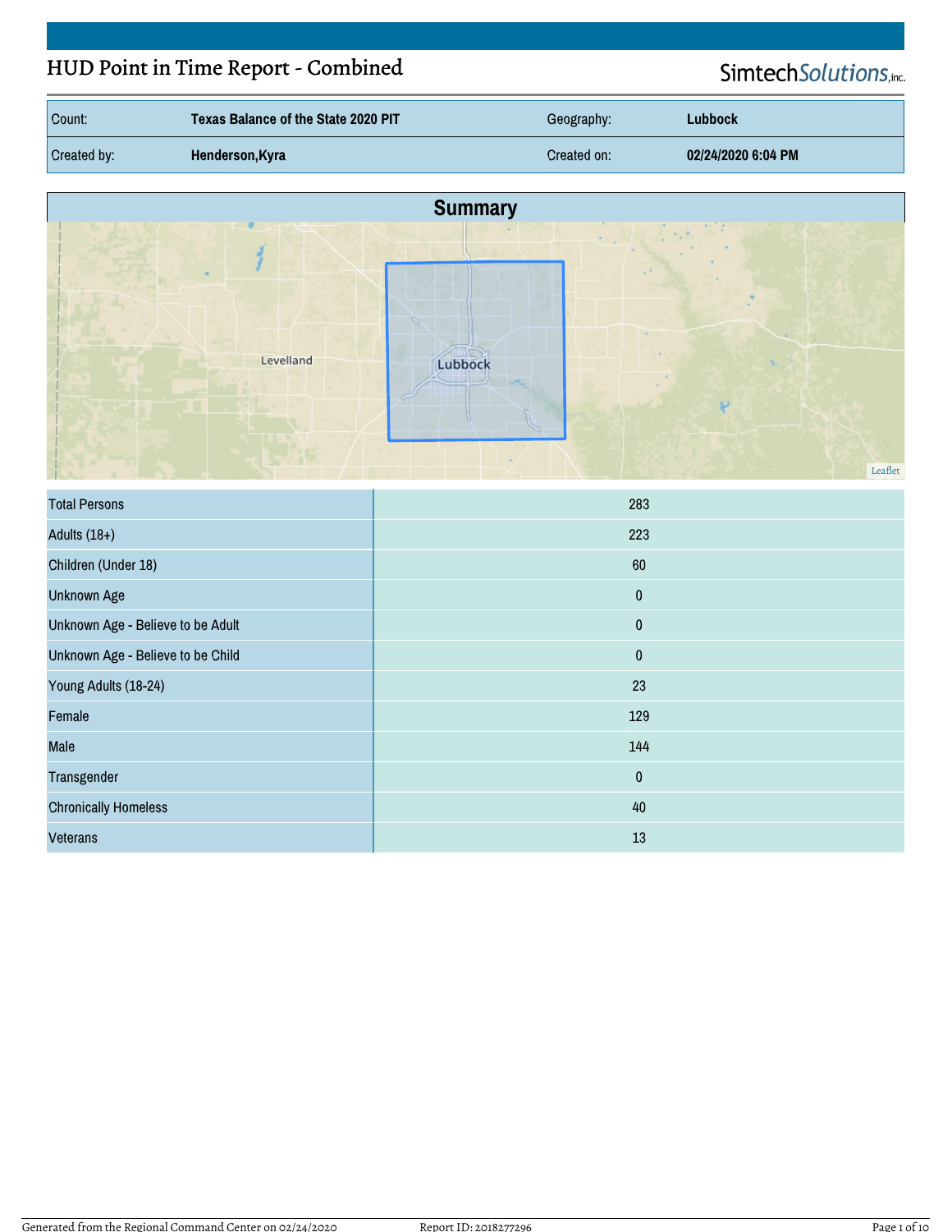# HUD Point in Time Report - Combined

SimtechSolutions, inc.

| Count: | Texas Balance of the State 2020 PIT | Geography: | Lubbock |
|---|---|---|---|
| Created by: | Henderson,Kyra | Created on: | 02/24/2020 6:04 PM |

## Summary

| | |
|---|---|
| Total Persons | 283 |
| Adults (18+) | 223 |
| Children (Under 18) | 60 |
| Unknown Age | 0 |
| Unknown Age - Believe to be Adult | 0 |
| Unknown Age - Believe to be Child | 0 |
| Young Adults (18-24) | 23 |
| Female | 129 |
| Male | 144 |
| Transgender | 0 |
| Chronically Homeless | 40 |
| Veterans | 13 |

Generated from the Regional Command Center on 02/24/2020 Report ID: 2018277296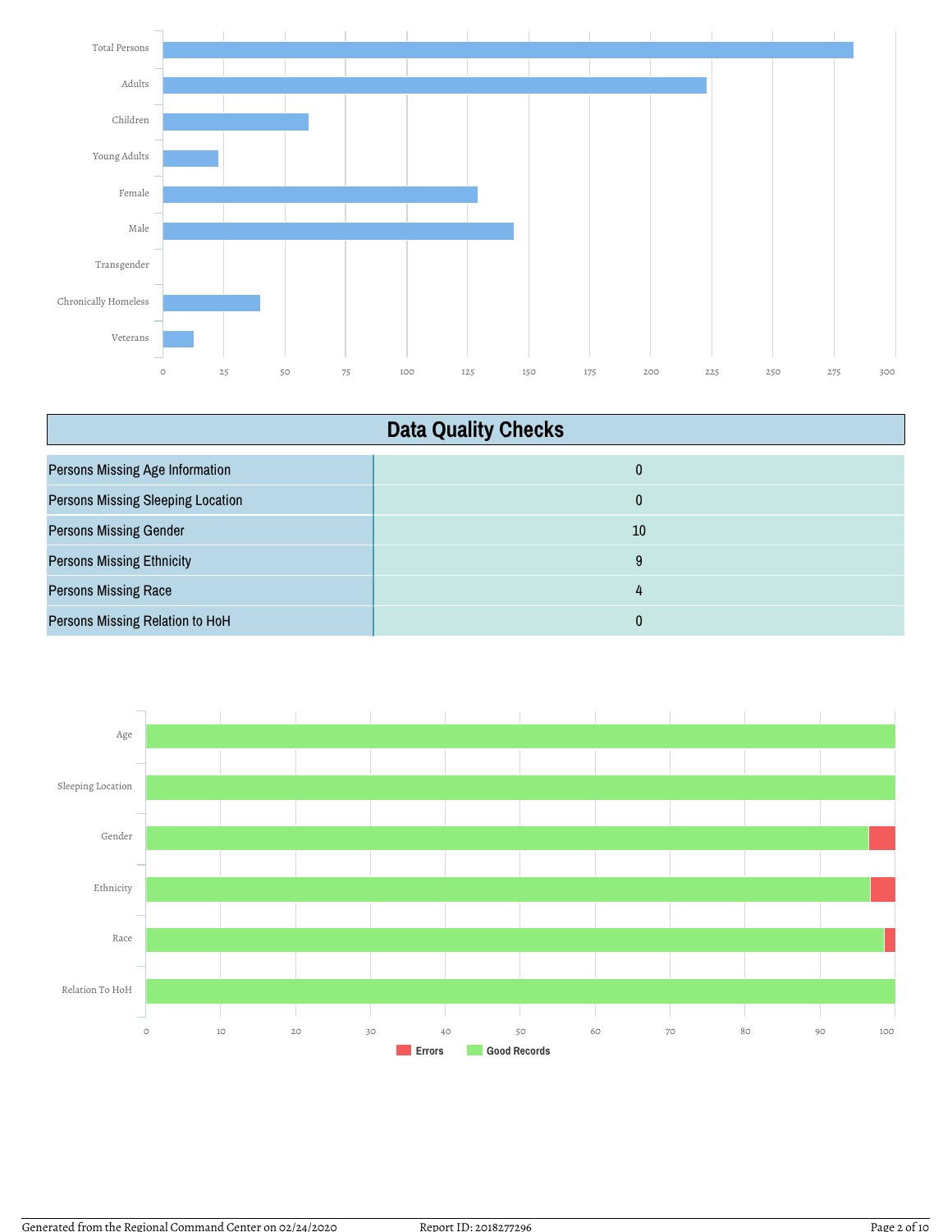## Data Quality Checks

| Data Quality Checks | |
|---|---|
| Persons Missing Age Information | 0 |
| Persons Missing Sleeping Location | 0 |
| Persons Missing Gender | 10 |
| Persons Missing Ethnicity | 9 |
| Persons Missing Race | 4 |
| Persons Missing Relation to HoH | 0 |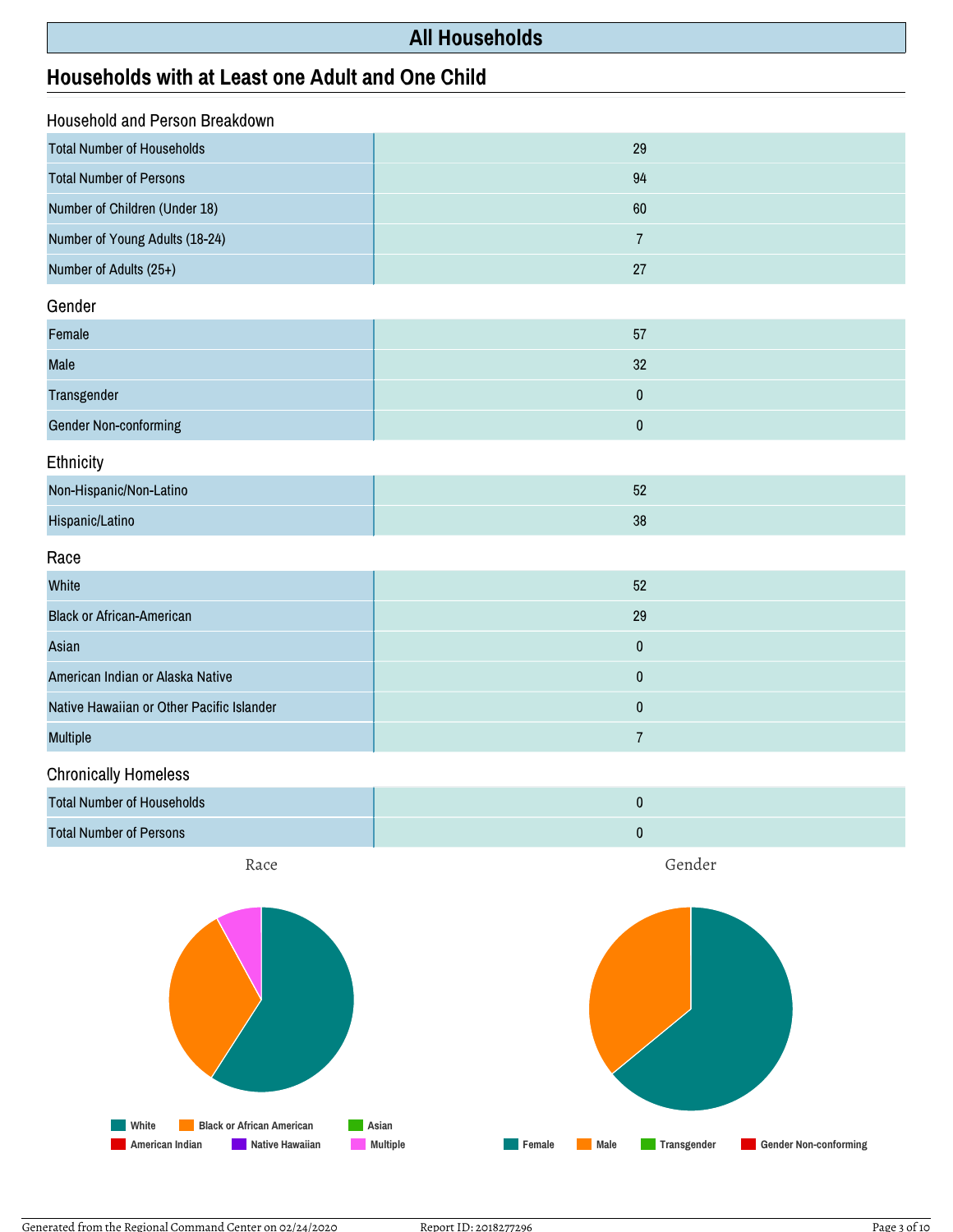# All Households

## Households with at Least one Adult and One Child

### Household and Person Breakdown

| | |
|---|---|
| Total Number of Households | 29 |
| Total Number of Persons | 94 |
| Number of Children (Under 18) | 60 |
| Number of Young Adults (18-24) | 7 |
| Number of Adults (25+) | 27 |

### Gender

| | |
|---|---|
| Female | 57 |
| Male | 32 |
| Transgender | 0 |
| Gender Non-conforming | 0 |

### Ethnicity

| | |
|---|---|
| Non-Hispanic/Non-Latino | 52 |
| Hispanic/Latino | 38 |

### Race

| | |
|---|---|
| White | 52 |
| Black or African-American | 29 |
| Asian | 0 |
| American Indian or Alaska Native | 0 |
| Native Hawaiian or Other Pacific Islander | 0 |
| Multiple | 7 |

### Chronically Homeless

| | |
|---|---|
| Total Number of Households | 0 |
| Total Number of Persons | 0 |

Race

White | Black or African American | Asian | American Indian | Native Hawaiian | Multiple

Gender

Female | Male | Transgender | Gender Non-conforming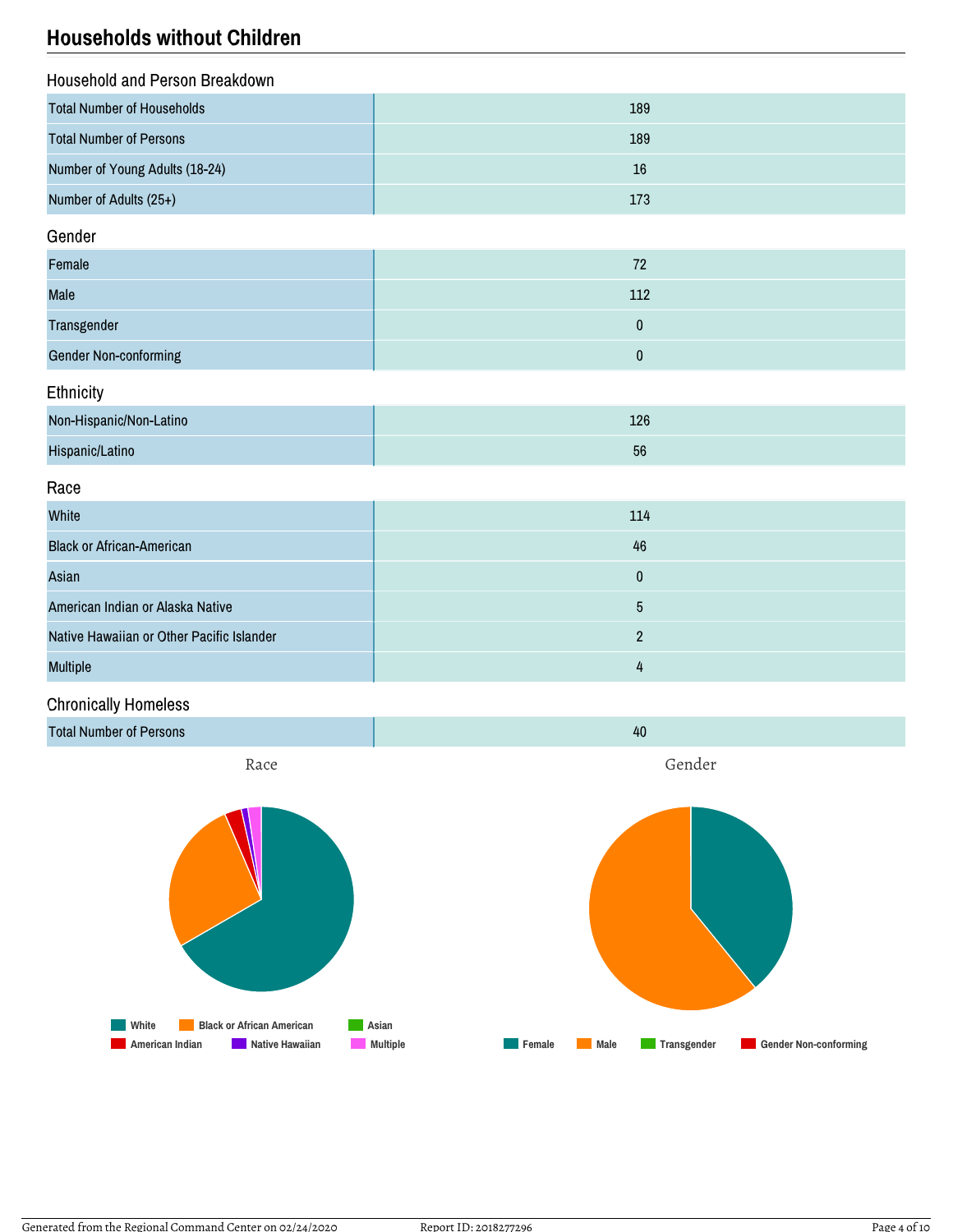## Households without Children

### Household and Person Breakdown

| | |
|---|---|
| Total Number of Households | 189 |
| Total Number of Persons | 189 |
| Number of Young Adults (18-24) | 16 |
| Number of Adults (25+) | 173 |

### Gender

| | |
|---|---|
| Female | 72 |
| Male | 112 |
| Transgender | 0 |
| Gender Non-conforming | 0 |

### Ethnicity

| | |
|---|---|
| Non-Hispanic/Non-Latino | 126 |
| Hispanic/Latino | 56 |

### Race

| | |
|---|---|
| White | 114 |
| Black or African-American | 46 |
| Asian | 0 |
| American Indian or Alaska Native | 5 |
| Native Hawaiian or Other Pacific Islander | 2 |
| Multiple | 4 |

### Chronically Homeless

| | |
|---|---|
| Total Number of Persons | 40 |

Race

White | Black or African American | Asian | American Indian | Native Hawaiian | Multiple

Gender

Female | Male | Transgender | Gender Non-conforming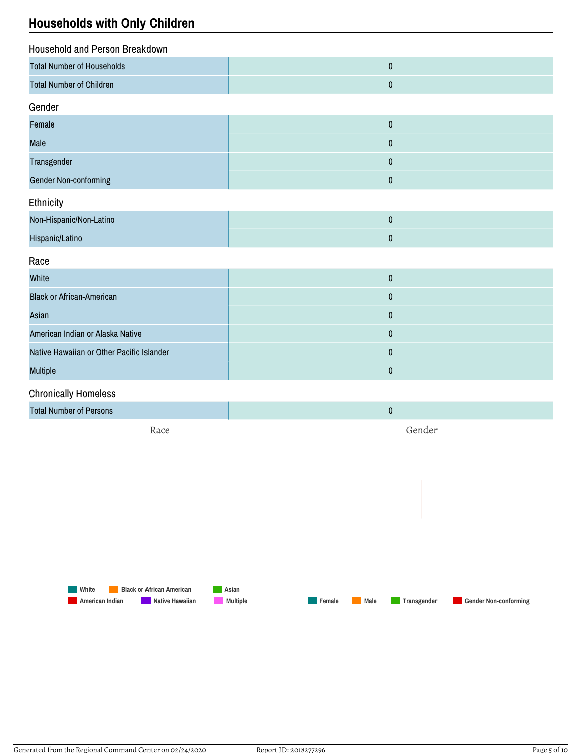## Households with Only Children

### Household and Person Breakdown

| | |
|---|---|
| Total Number of Households | 0 |
| Total Number of Children | 0 |

### Gender

| | |
|---|---|
| Female | 0 |
| Male | 0 |
| Transgender | 0 |
| Gender Non-conforming | 0 |

### Ethnicity

| | |
|---|---|
| Non-Hispanic/Non-Latino | 0 |
| Hispanic/Latino | 0 |

### Race

| | |
|---|---|
| White | 0 |
| Black or African-American | 0 |
| Asian | 0 |
| American Indian or Alaska Native | 0 |
| Native Hawaiian or Other Pacific Islander | 0 |
| Multiple | 0 |

### Chronically Homeless

| | |
|---|---|
| Total Number of Persons | 0 |

Race

Gender

White, Black or African American, Asian, American Indian, Native Hawaiian, Multiple

Female, Male, Transgender, Gender Non-conforming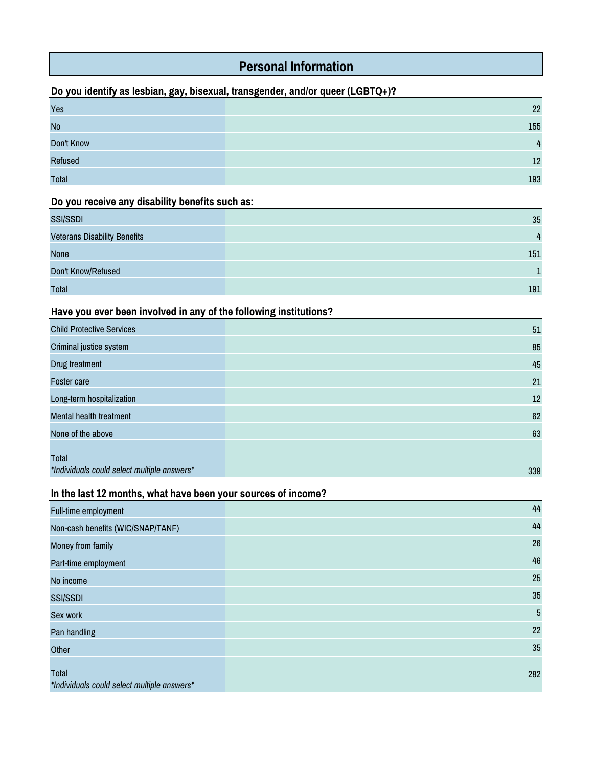# Personal Information

### Do you identify as lesbian, gay, bisexual, transgender, and/or queer (LGBTQ+)?

| | |
|---|---:|
| Yes | 22 |
| No | 155 |
| Don't Know | 4 |
| Refused | 12 |
| Total | 193 |

### Do you receive any disability benefits such as:

| | |
|---|---:|
| SSI/SSDI | 35 |
| Veterans Disability Benefits | 4 |
| None | 151 |
| Don't Know/Refused | 1 |
| Total | 191 |

### Have you ever been involved in any of the following institutions?

| | |
|---|---:|
| Child Protective Services | 51 |
| Criminal justice system | 85 |
| Drug treatment | 45 |
| Foster care | 21 |
| Long-term hospitalization | 12 |
| Mental health treatment | 62 |
| None of the above | 63 |
| Total *\*Individuals could select multiple answers\** | 339 |

### In the last 12 months, what have been your sources of income?

| | |
|---|---:|
| Full-time employment | 44 |
| Non-cash benefits (WIC/SNAP/TANF) | 44 |
| Money from family | 26 |
| Part-time employment | 46 |
| No income | 25 |
| SSI/SSDI | 35 |
| Sex work | 5 |
| Pan handling | 22 |
| Other | 35 |
| Total *\*Individuals could select multiple answers\** | 282 |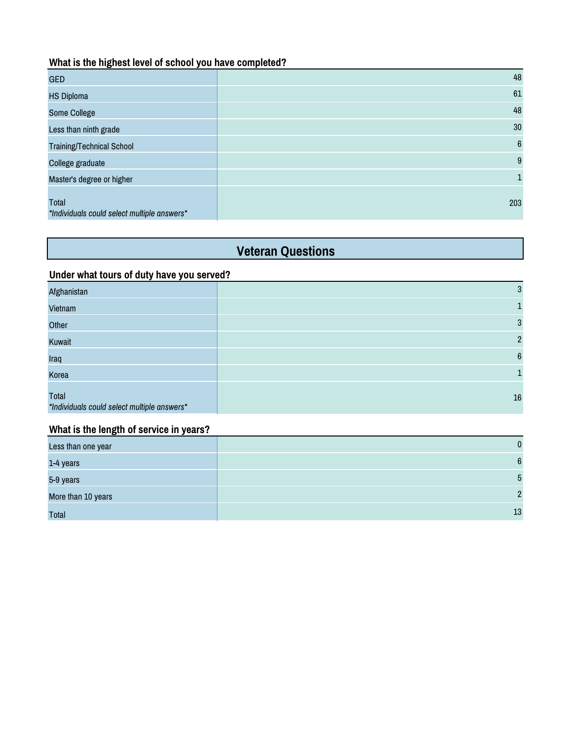### What is the highest level of school you have completed?

| | |
|---|---|
| GED | 48 |
| HS Diploma | 61 |
| Some College | 48 |
| Less than ninth grade | 30 |
| Training/Technical School | 6 |
| College graduate | 9 |
| Master's degree or higher | 1 |
| Total<br>*Individuals could select multiple answers* | 203 |

## Veteran Questions

### Under what tours of duty have you served?

| | |
|---|---|
| Afghanistan | 3 |
| Vietnam | 1 |
| Other | 3 |
| Kuwait | 2 |
| Iraq | 6 |
| Korea | 1 |
| Total<br>*Individuals could select multiple answers* | 16 |

### What is the length of service in years?

| | |
|---|---|
| Less than one year | 0 |
| 1-4 years | 6 |
| 5-9 years | 5 |
| More than 10 years | 2 |
| Total | 13 |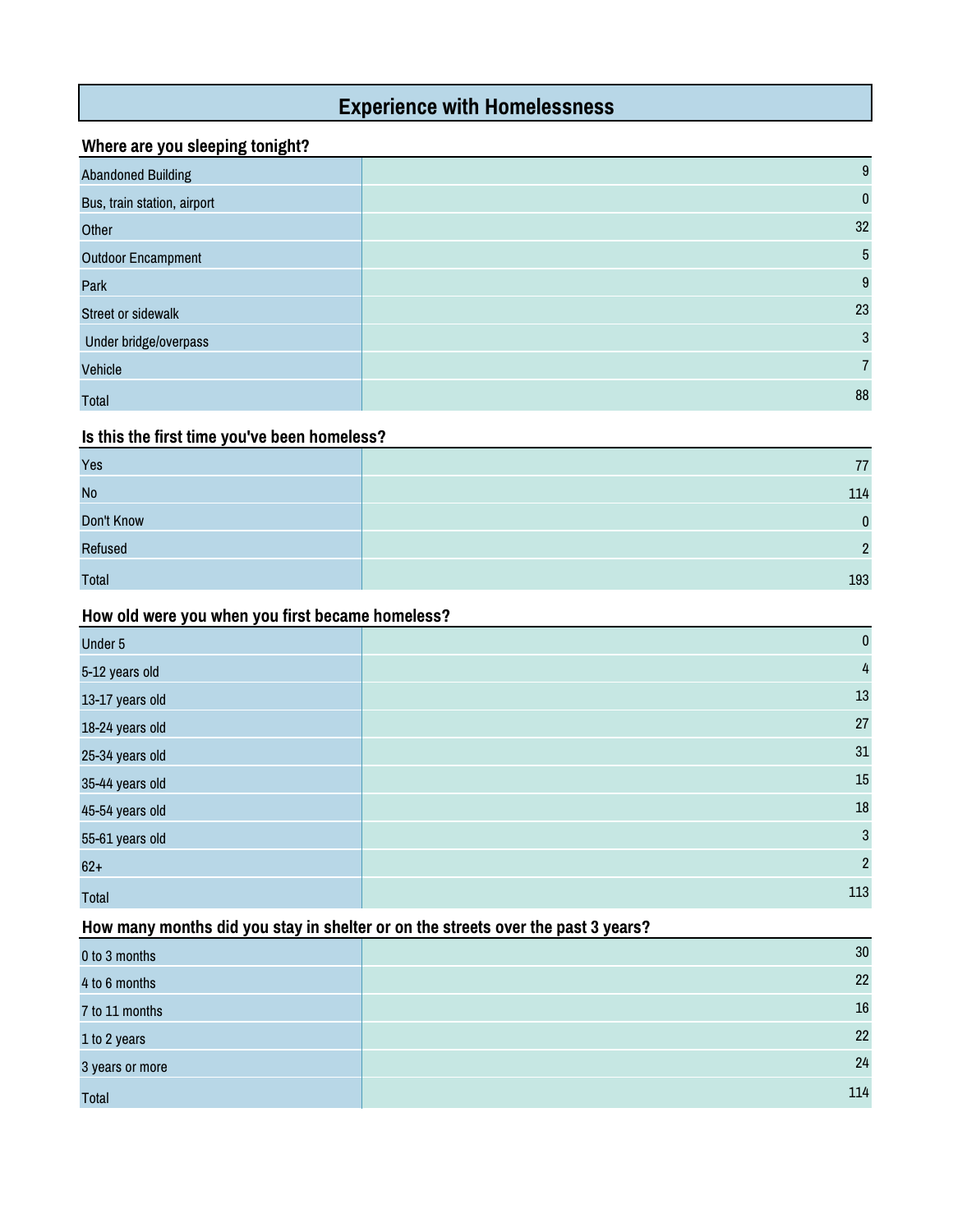# Experience with Homelessness

### Where are you sleeping tonight?

| | |
|---|---|
| Abandoned Building | 9 |
| Bus, train station, airport | 0 |
| Other | 32 |
| Outdoor Encampment | 5 |
| Park | 9 |
| Street or sidewalk | 23 |
| Under bridge/overpass | 3 |
| Vehicle | 7 |
| Total | 88 |

### Is this the first time you've been homeless?

| | |
|---|---|
| Yes | 77 |
| No | 114 |
| Don't Know | 0 |
| Refused | 2 |
| Total | 193 |

### How old were you when you first became homeless?

| | |
|---|---|
| Under 5 | 0 |
| 5-12 years old | 4 |
| 13-17 years old | 13 |
| 18-24 years old | 27 |
| 25-34 years old | 31 |
| 35-44 years old | 15 |
| 45-54 years old | 18 |
| 55-61 years old | 3 |
| 62+ | 2 |
| Total | 113 |

### How many months did you stay in shelter or on the streets over the past 3 years?

| | |
|---|---|
| 0 to 3 months | 30 |
| 4 to 6 months | 22 |
| 7 to 11 months | 16 |
| 1 to 2 years | 22 |
| 3 years or more | 24 |
| Total | 114 |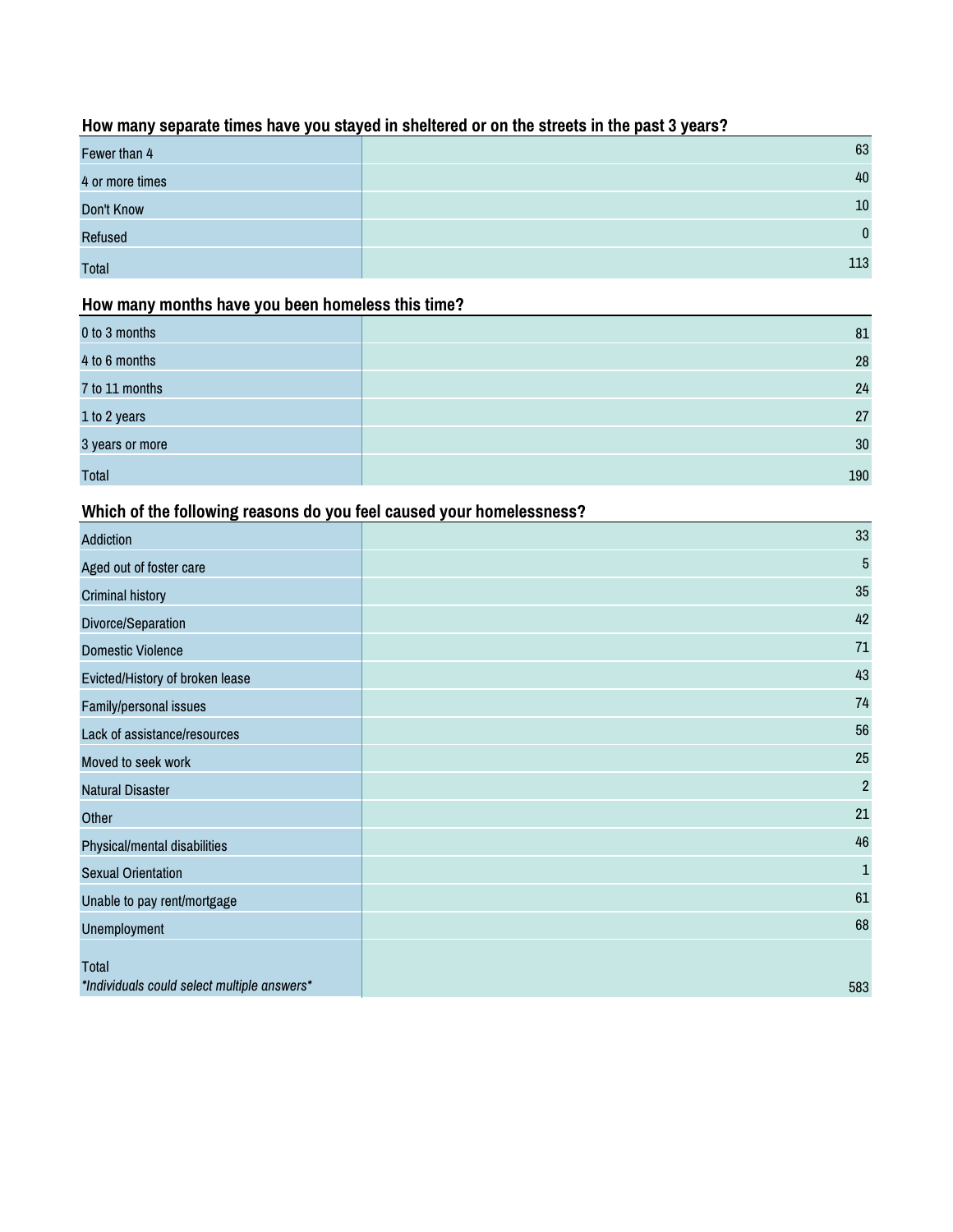### How many separate times have you stayed in sheltered or on the streets in the past 3 years?

| | |
|---|---|
| Fewer than 4 | 63 |
| 4 or more times | 40 |
| Don't Know | 10 |
| Refused | 0 |
| Total | 113 |

### How many months have you been homeless this time?

| | |
|---|---|
| 0 to 3 months | 81 |
| 4 to 6 months | 28 |
| 7 to 11 months | 24 |
| 1 to 2 years | 27 |
| 3 years or more | 30 |
| Total | 190 |

### Which of the following reasons do you feel caused your homelessness?

| | |
|---|---|
| Addiction | 33 |
| Aged out of foster care | 5 |
| Criminal history | 35 |
| Divorce/Separation | 42 |
| Domestic Violence | 71 |
| Evicted/History of broken lease | 43 |
| Family/personal issues | 74 |
| Lack of assistance/resources | 56 |
| Moved to seek work | 25 |
| Natural Disaster | 2 |
| Other | 21 |
| Physical/mental disabilities | 46 |
| Sexual Orientation | 1 |
| Unable to pay rent/mortgage | 61 |
| Unemployment | 68 |
| Total *Individuals could select multiple answers* | 583 |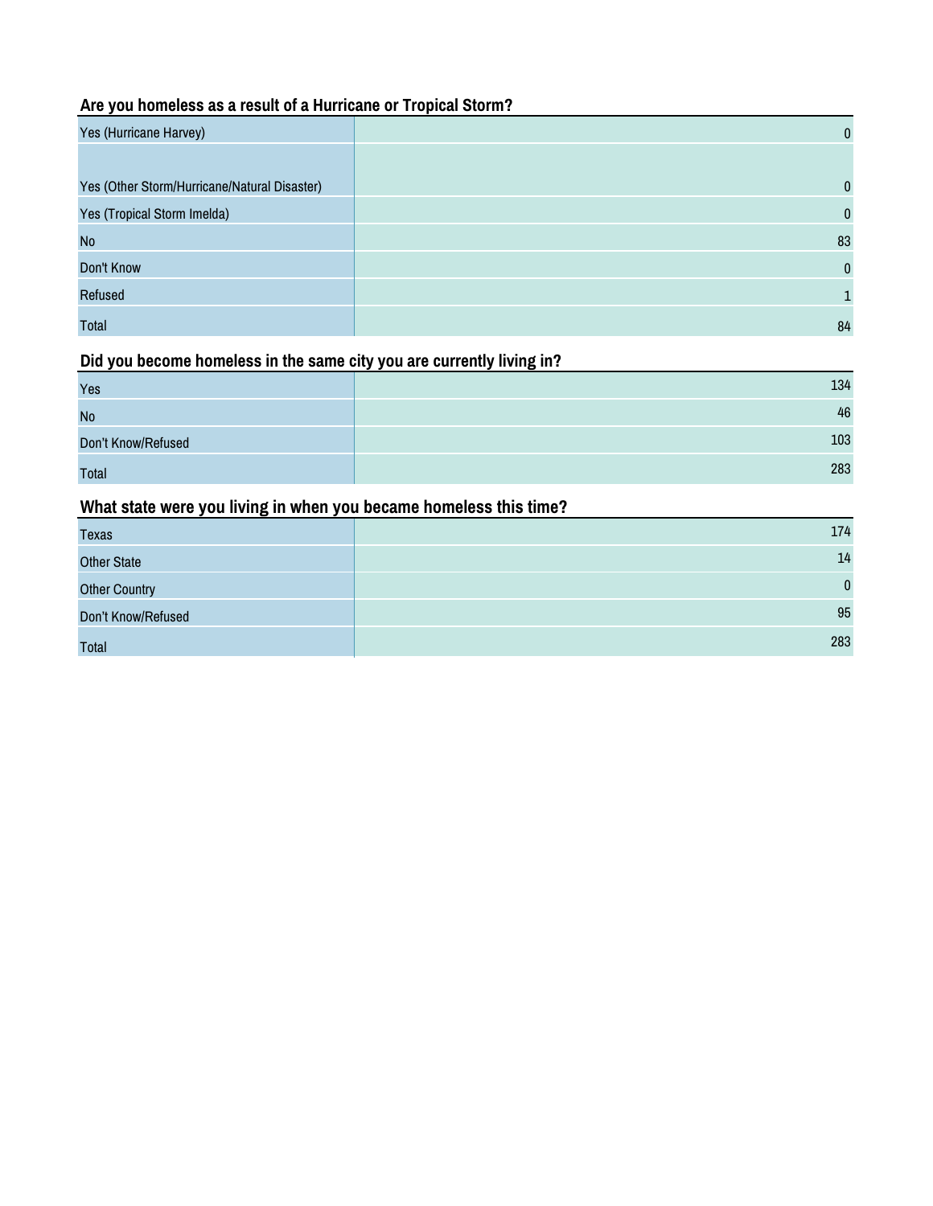### Are you homeless as a result of a Hurricane or Tropical Storm?

| | |
|---|---|
| Yes (Hurricane Harvey) | 0 |
| | |
| Yes (Other Storm/Hurricane/Natural Disaster) | 0 |
| Yes (Tropical Storm Imelda) | 0 |
| No | 83 |
| Don't Know | 0 |
| Refused | 1 |
| Total | 84 |

### Did you become homeless in the same city you are currently living in?

| | |
|---|---|
| Yes | 134 |
| No | 46 |
| Don't Know/Refused | 103 |
| Total | 283 |

### What state were you living in when you became homeless this time?

| | |
|---|---|
| Texas | 174 |
| Other State | 14 |
| Other Country | 0 |
| Don't Know/Refused | 95 |
| Total | 283 |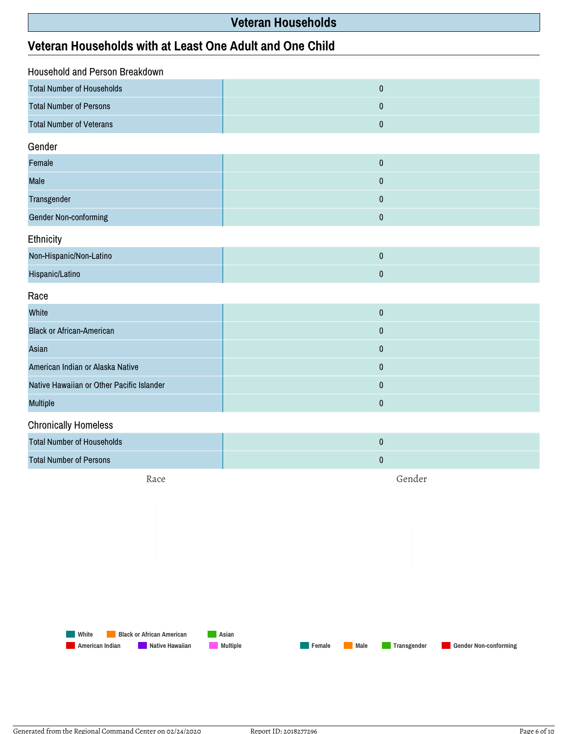# Veteran Households

## Veteran Households with at Least One Adult and One Child

### Household and Person Breakdown

| | |
|---|---|
| Total Number of Households | 0 |
| Total Number of Persons | 0 |
| Total Number of Veterans | 0 |

### Gender

| | |
|---|---|
| Female | 0 |
| Male | 0 |
| Transgender | 0 |
| Gender Non-conforming | 0 |

### Ethnicity

| | |
|---|---|
| Non-Hispanic/Non-Latino | 0 |
| Hispanic/Latino | 0 |

### Race

| | |
|---|---|
| White | 0 |
| Black or African-American | 0 |
| Asian | 0 |
| American Indian or Alaska Native | 0 |
| Native Hawaiian or Other Pacific Islander | 0 |
| Multiple | 0 |

### Chronically Homeless

| | |
|---|---|
| Total Number of Households | 0 |
| Total Number of Persons | 0 |

Race

White, Black or African American, Asian, American Indian, Native Hawaiian, Multiple

Gender

Female, Male, Transgender, Gender Non-conforming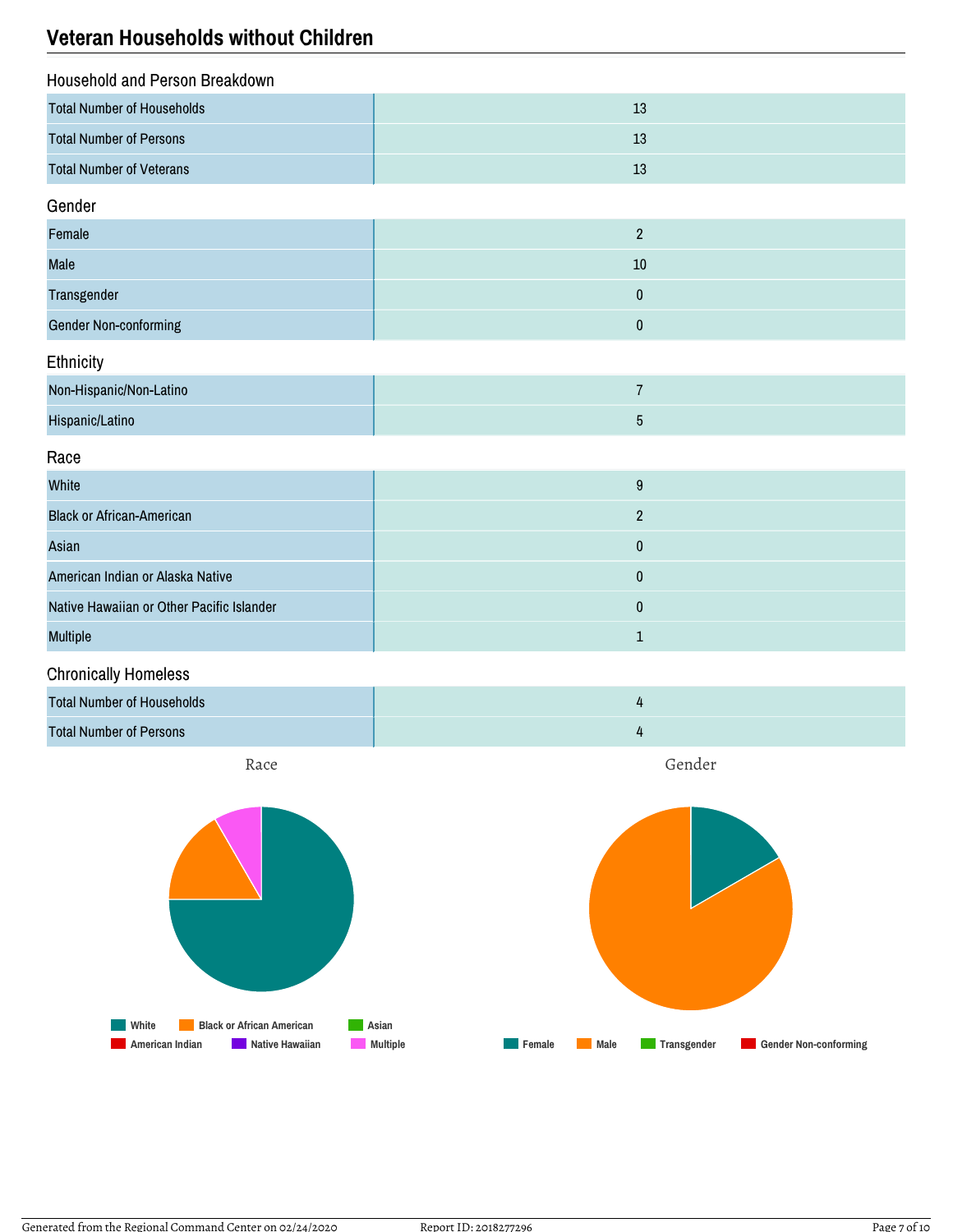## Veteran Households without Children

### Household and Person Breakdown

| | |
|---|---|
| Total Number of Households | 13 |
| Total Number of Persons | 13 |
| Total Number of Veterans | 13 |

### Gender

| | |
|---|---|
| Female | 2 |
| Male | 10 |
| Transgender | 0 |
| Gender Non-conforming | 0 |

### Ethnicity

| | |
|---|---|
| Non-Hispanic/Non-Latino | 7 |
| Hispanic/Latino | 5 |

### Race

| | |
|---|---|
| White | 9 |
| Black or African-American | 2 |
| Asian | 0 |
| American Indian or Alaska Native | 0 |
| Native Hawaiian or Other Pacific Islander | 0 |
| Multiple | 1 |

### Chronically Homeless

| | |
|---|---|
| Total Number of Households | 4 |
| Total Number of Persons | 4 |

Race

White · Black or African American · Asian · American Indian · Native Hawaiian · Multiple

Gender

Female · Male · Transgender · Gender Non-conforming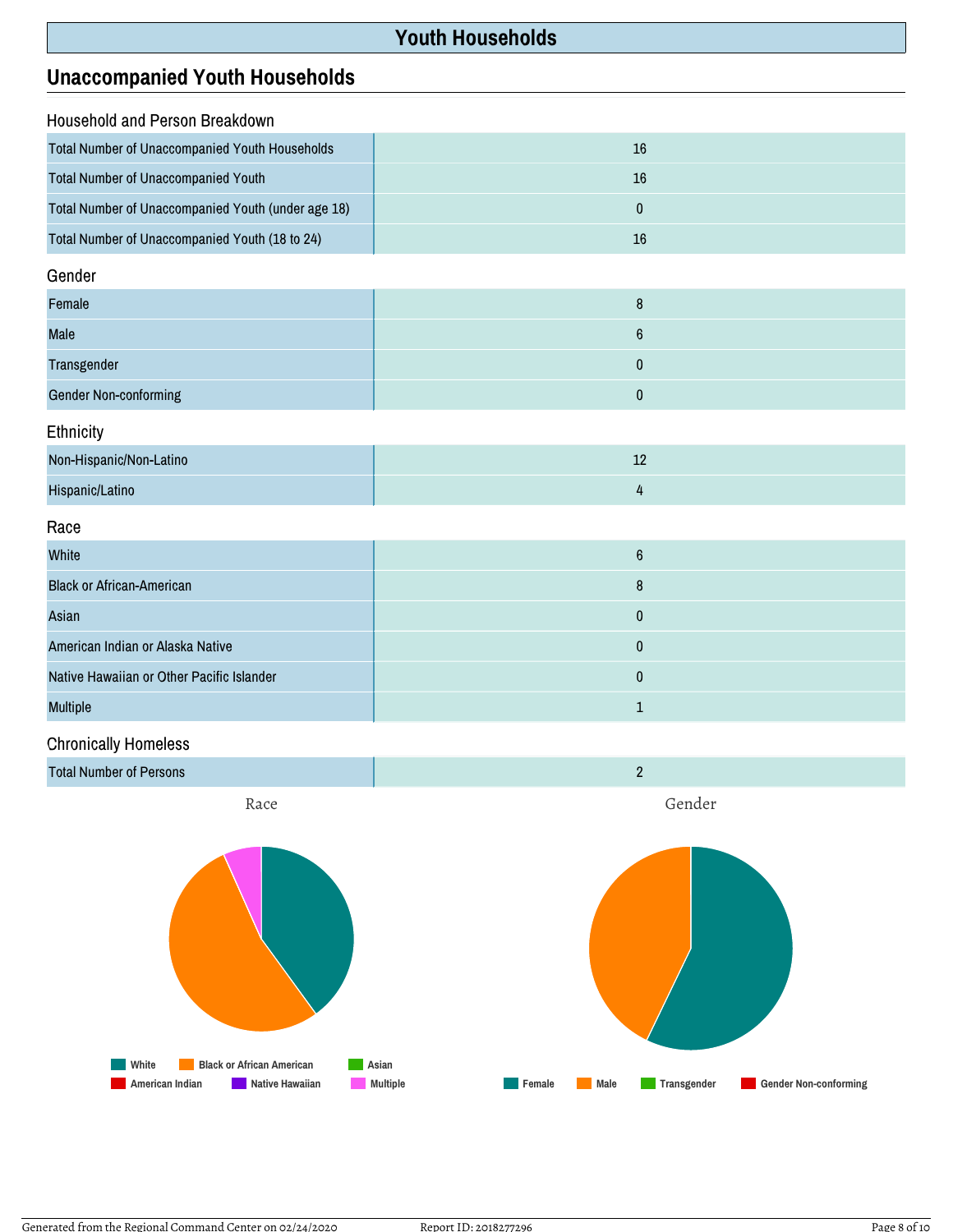# Youth Households

## Unaccompanied Youth Households

### Household and Person Breakdown

| | |
|---|---|
| Total Number of Unaccompanied Youth Households | 16 |
| Total Number of Unaccompanied Youth | 16 |
| Total Number of Unaccompanied Youth (under age 18) | 0 |
| Total Number of Unaccompanied Youth (18 to 24) | 16 |

### Gender

| | |
|---|---|
| Female | 8 |
| Male | 6 |
| Transgender | 0 |
| Gender Non-conforming | 0 |

### Ethnicity

| | |
|---|---|
| Non-Hispanic/Non-Latino | 12 |
| Hispanic/Latino | 4 |

### Race

| | |
|---|---|
| White | 6 |
| Black or African-American | 8 |
| Asian | 0 |
| American Indian or Alaska Native | 0 |
| Native Hawaiian or Other Pacific Islander | 0 |
| Multiple | 1 |

### Chronically Homeless

| | |
|---|---|
| Total Number of Persons | 2 |

Race

White | Black or African American | Asian | American Indian | Native Hawaiian | Multiple

Gender

Female | Male | Transgender | Gender Non-conforming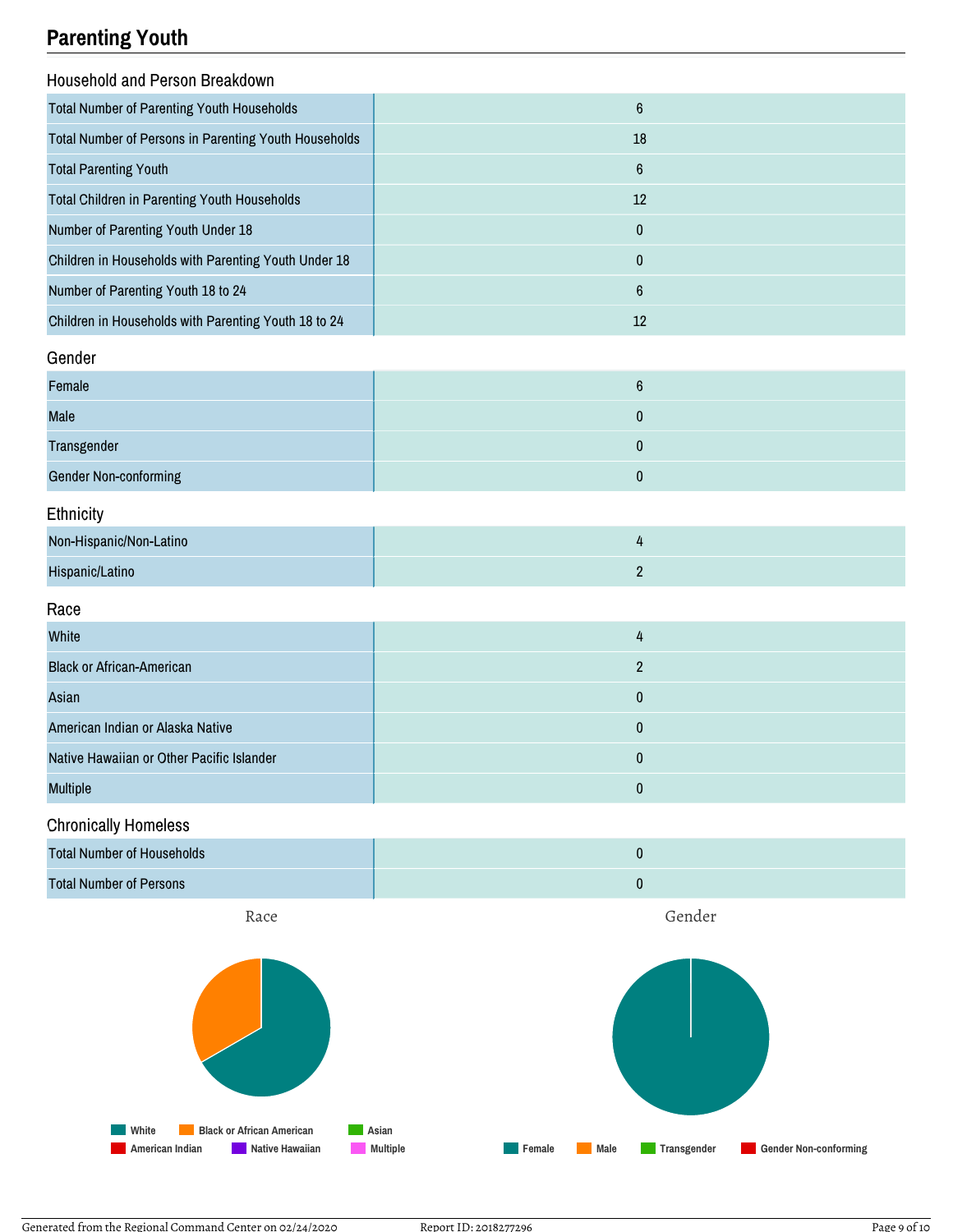## Parenting Youth

### Household and Person Breakdown

| | |
|---|---|
| Total Number of Parenting Youth Households | 6 |
| Total Number of Persons in Parenting Youth Households | 18 |
| Total Parenting Youth | 6 |
| Total Children in Parenting Youth Households | 12 |
| Number of Parenting Youth Under 18 | 0 |
| Children in Households with Parenting Youth Under 18 | 0 |
| Number of Parenting Youth 18 to 24 | 6 |
| Children in Households with Parenting Youth 18 to 24 | 12 |

### Gender

| | |
|---|---|
| Female | 6 |
| Male | 0 |
| Transgender | 0 |
| Gender Non-conforming | 0 |

### Ethnicity

| | |
|---|---|
| Non-Hispanic/Non-Latino | 4 |
| Hispanic/Latino | 2 |

### Race

| | |
|---|---|
| White | 4 |
| Black or African-American | 2 |
| Asian | 0 |
| American Indian or Alaska Native | 0 |
| Native Hawaiian or Other Pacific Islander | 0 |
| Multiple | 0 |

### Chronically Homeless

| | |
|---|---|
| Total Number of Households | 0 |
| Total Number of Persons | 0 |

Race

White · Black or African American · Asian · American Indian · Native Hawaiian · Multiple

Gender

Female · Male · Transgender · Gender Non-conforming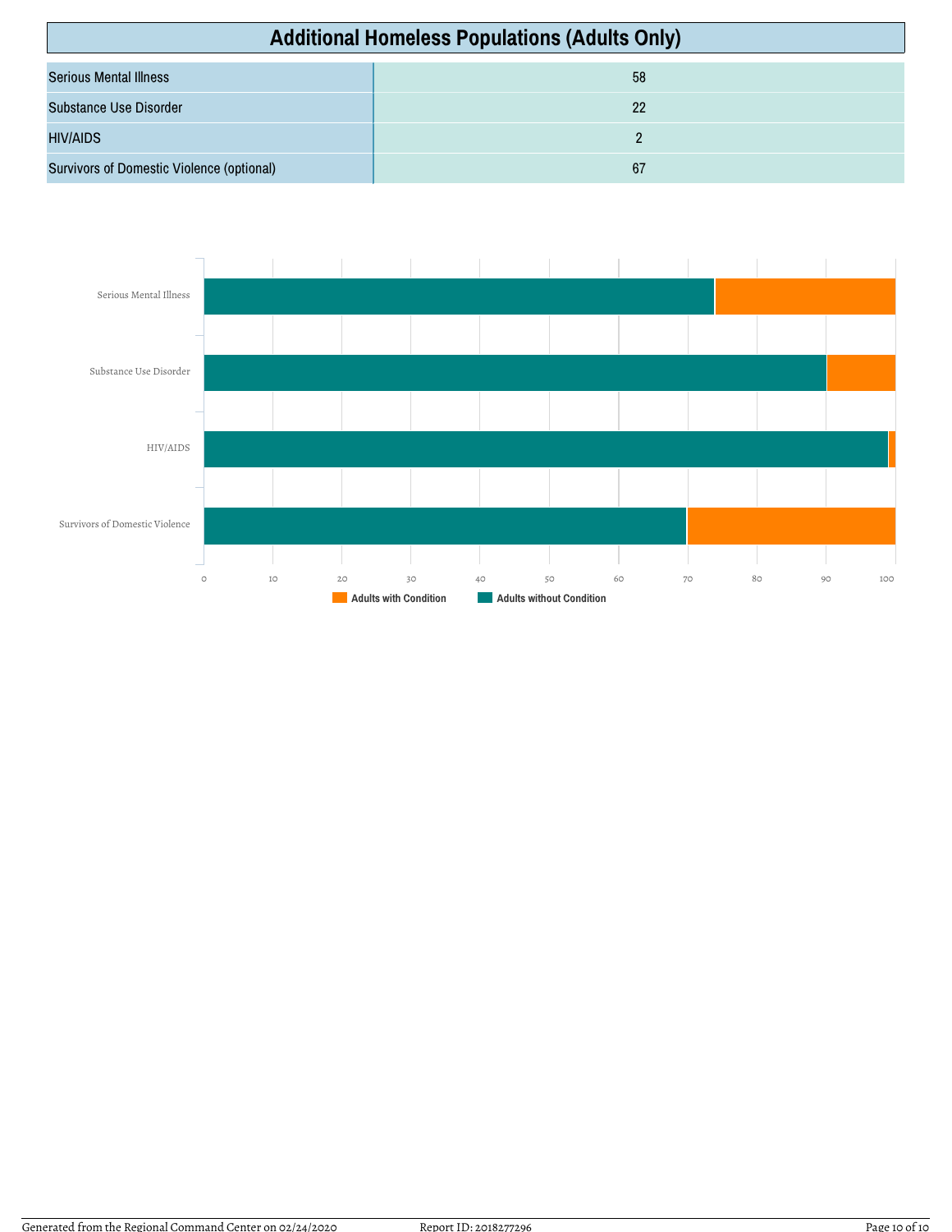## Additional Homeless Populations (Adults Only)

| | |
|---|---|
| Serious Mental Illness | 58 |
| Substance Use Disorder | 22 |
| HIV/AIDS | 2 |
| Survivors of Domestic Violence (optional) | 67 |

Serious Mental Illness

Substance Use Disorder

HIV/AIDS

Survivors of Domestic Violence

0 10 20 30 40 50 60 70 80 90 100

Adults with Condition

Adults without Condition